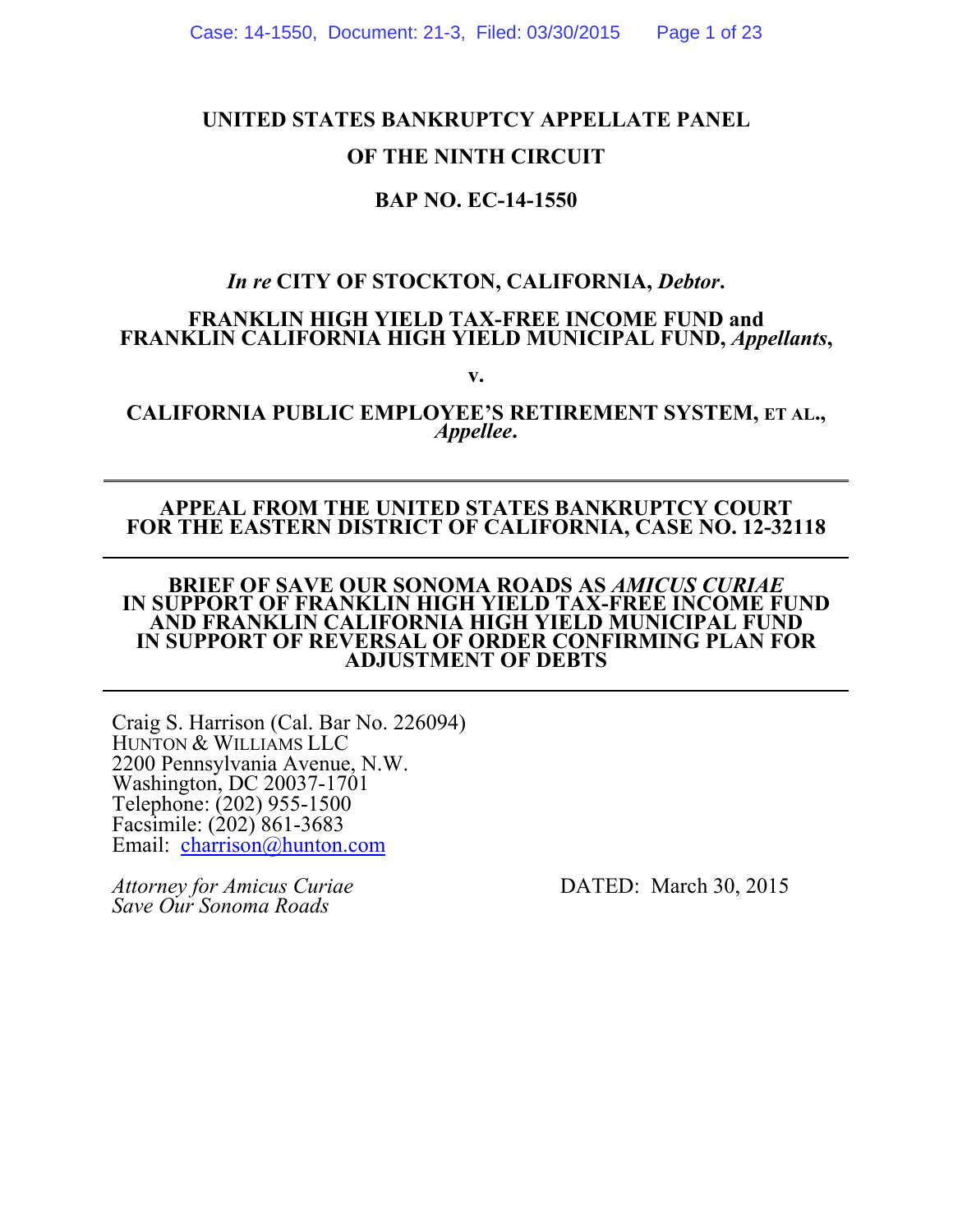**UNITED STATES BANKRUPTCY APPELLATE PANEL**

**OF THE NINTH CIRCUIT**

**BAP NO. EC-14-1550**

***In re* CITY OF STOCKTON, CALIFORNIA, *Debtor*.**

**FRANKLIN HIGH YIELD TAX-FREE INCOME FUND and FRANKLIN CALIFORNIA HIGH YIELD MUNICIPAL FUND, *Appellants*,**

**v.**

**CALIFORNIA PUBLIC EMPLOYEE'S RETIREMENT SYSTEM, ET AL., *Appellee*.**

---

**APPEAL FROM THE UNITED STATES BANKRUPTCY COURT FOR THE EASTERN DISTRICT OF CALIFORNIA, CASE NO. 12-32118**

---

**BRIEF OF SAVE OUR SONOMA ROADS AS *AMICUS CURIAE* IN SUPPORT OF FRANKLIN HIGH YIELD TAX-FREE INCOME FUND AND FRANKLIN CALIFORNIA HIGH YIELD MUNICIPAL FUND IN SUPPORT OF REVERSAL OF ORDER CONFIRMING PLAN FOR ADJUSTMENT OF DEBTS**

---

Craig S. Harrison (Cal. Bar No. 226094)
HUNTON & WILLIAMS LLP
2200 Pennsylvania Avenue, N.W.
Washington, DC 20037-1701
Telephone: (202) 955-1500
Facsimile: (202) 861-3683
Email: charrison@hunton.com

*Attorney for Amicus Curiae*
*Save Our Sonoma Roads*

DATED: March 30, 2015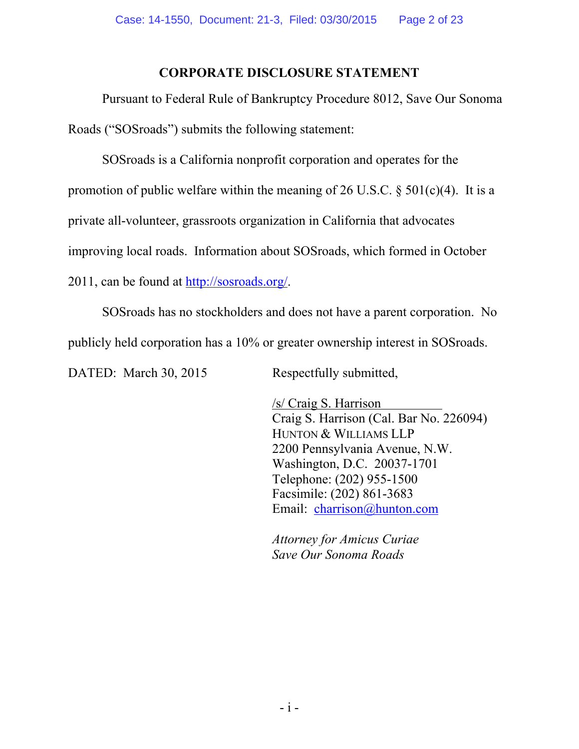# CORPORATE DISCLOSURE STATEMENT

Pursuant to Federal Rule of Bankruptcy Procedure 8012, Save Our Sonoma Roads ("SOSroads") submits the following statement:

SOSroads is a California nonprofit corporation and operates for the promotion of public welfare within the meaning of 26 U.S.C. § 501(c)(4). It is a private all-volunteer, grassroots organization in California that advocates improving local roads. Information about SOSroads, which formed in October 2011, can be found at http://sosroads.org/.

SOSroads has no stockholders and does not have a parent corporation. No publicly held corporation has a 10% or greater ownership interest in SOSroads.

DATED: March 30, 2015

Respectfully submitted,

/s/ Craig S. Harrison
Craig S. Harrison (Cal. Bar No. 226094)
HUNTON & WILLIAMS LLP
2200 Pennsylvania Avenue, N.W.
Washington, D.C. 20037-1701
Telephone: (202) 955-1500
Facsimile: (202) 861-3683
Email: charrison@hunton.com

*Attorney for Amicus Curiae*
*Save Our Sonoma Roads*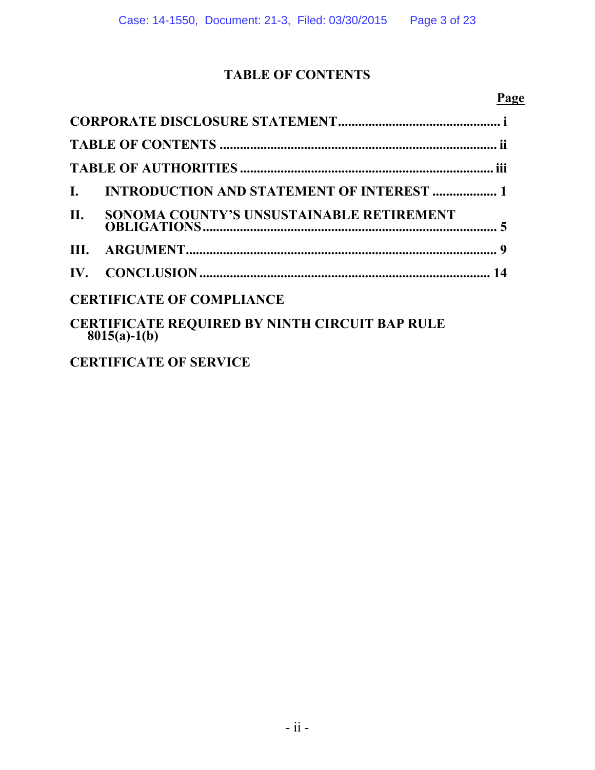# TABLE OF CONTENTS

| | | Page |
|---|---|---|
| **CORPORATE DISCLOSURE STATEMENT** | | **i** |
| **TABLE OF CONTENTS** | | **ii** |
| **TABLE OF AUTHORITIES** | | **iii** |
| **I.** | **INTRODUCTION AND STATEMENT OF INTEREST** | **1** |
| **II.** | **SONOMA COUNTY'S UNSUSTAINABLE RETIREMENT OBLIGATIONS** | **5** |
| **III.** | **ARGUMENT** | **9** |
| **IV.** | **CONCLUSION** | **14** |

**CERTIFICATE OF COMPLIANCE**

**CERTIFICATE REQUIRED BY NINTH CIRCUIT BAP RULE 8015(a)-1(b)**

**CERTIFICATE OF SERVICE**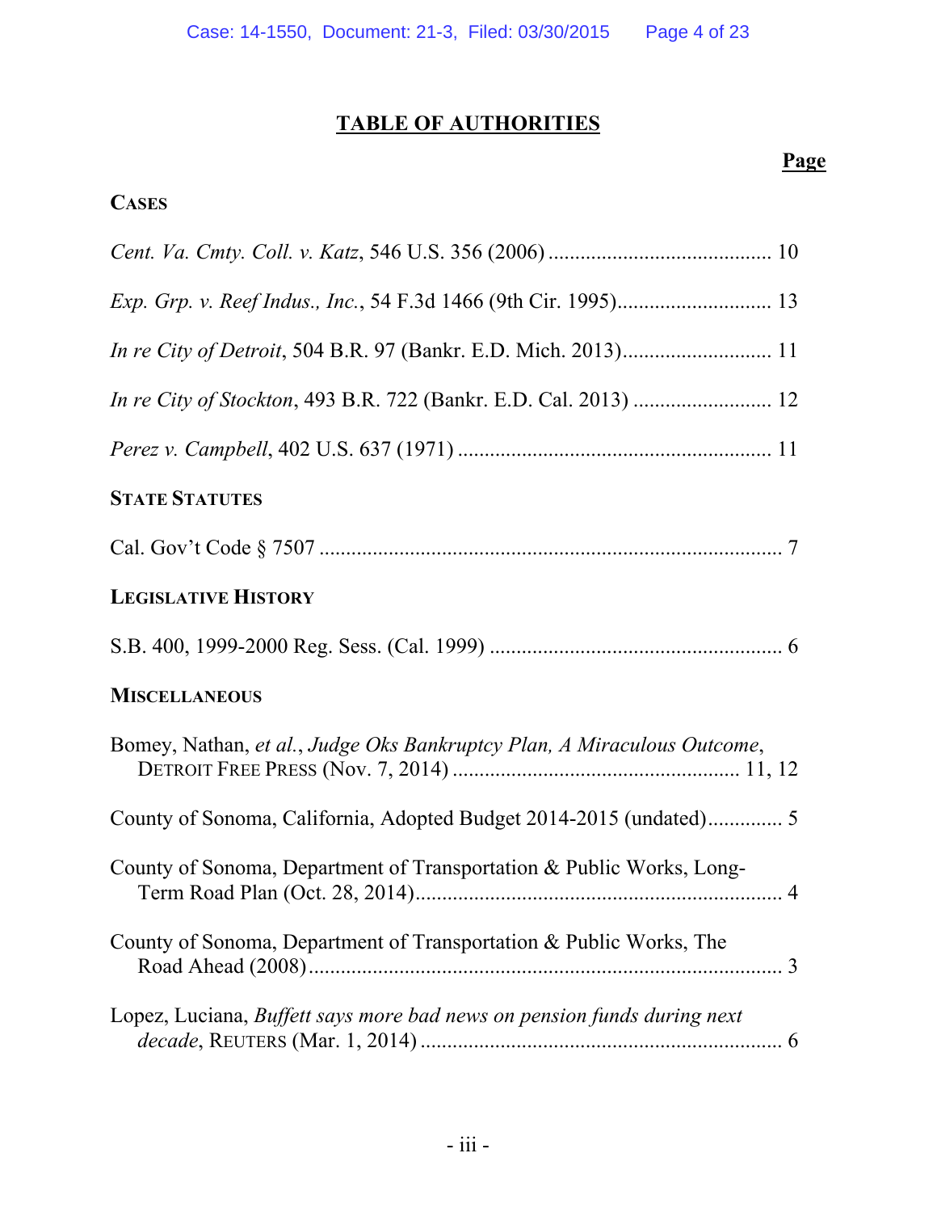# TABLE OF AUTHORITIES

**Page**

**CASES**

*Cent. Va. Cmty. Coll. v. Katz*, 546 U.S. 356 (2006) .......................................... 10

*Exp. Grp. v. Reef Indus., Inc.*, 54 F.3d 1466 (9th Cir. 1995)............................. 13

*In re City of Detroit*, 504 B.R. 97 (Bankr. E.D. Mich. 2013)............................ 11

*In re City of Stockton*, 493 B.R. 722 (Bankr. E.D. Cal. 2013) .......................... 12

*Perez v. Campbell*, 402 U.S. 637 (1971) .......................................................... 11

**STATE STATUTES**

Cal. Gov't Code § 7507 ....................................................................................... 7

**LEGISLATIVE HISTORY**

S.B. 400, 1999-2000 Reg. Sess. (Cal. 1999) ...................................................... 6

**MISCELLANEOUS**

Bomey, Nathan, *et al.*, *Judge Oks Bankruptcy Plan, A Miraculous Outcome*, DETROIT FREE PRESS (Nov. 7, 2014) .................................................... 11, 12

County of Sonoma, California, Adopted Budget 2014-2015 (undated).............. 5

County of Sonoma, Department of Transportation & Public Works, Long-Term Road Plan (Oct. 28, 2014).................................................................... 4

County of Sonoma, Department of Transportation & Public Works, The Road Ahead (2008)........................................................................................ 3

Lopez, Luciana, *Buffett says more bad news on pension funds during next decade*, REUTERS (Mar. 1, 2014) ................................................................... 6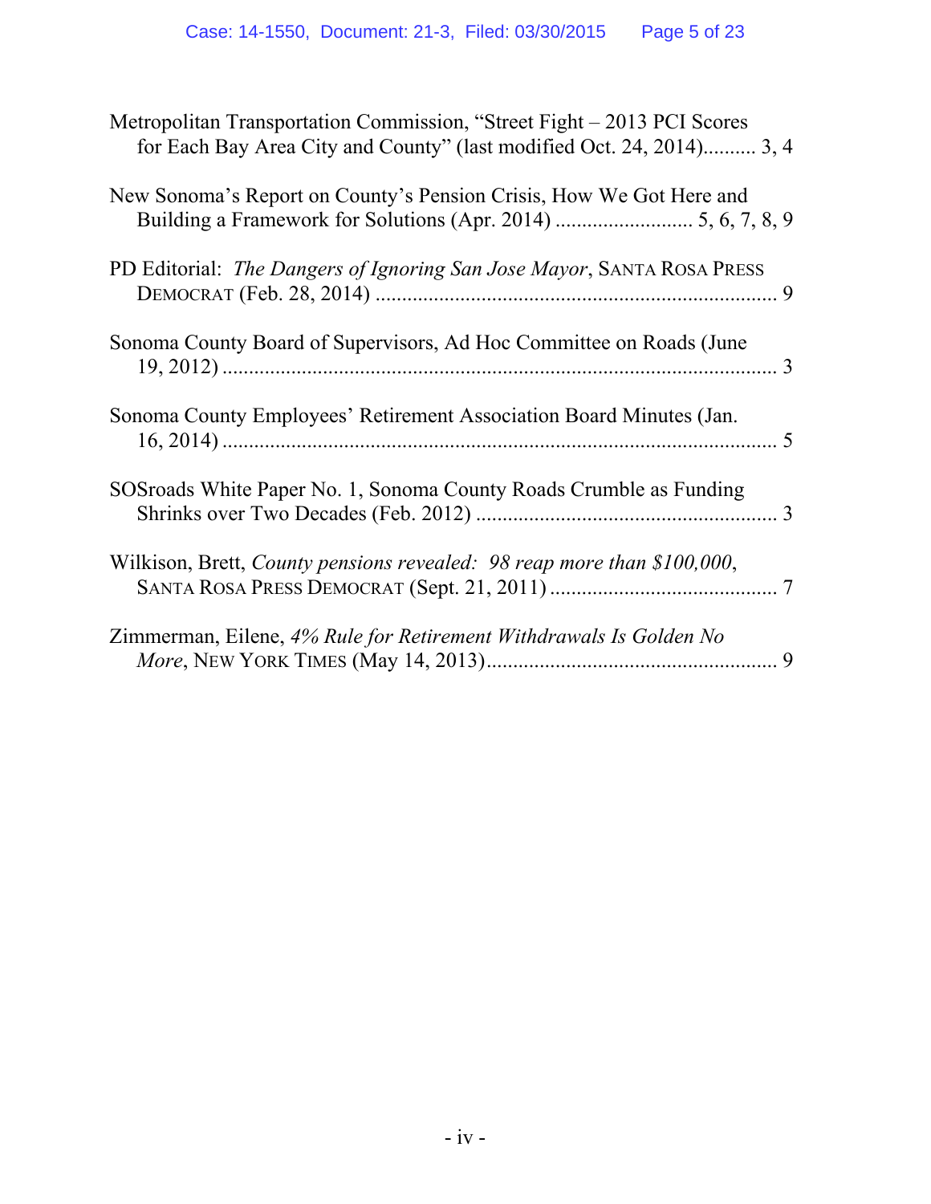Metropolitan Transportation Commission, "Street Fight – 2013 PCI Scores for Each Bay Area City and County" (last modified Oct. 24, 2014).......... 3, 4

New Sonoma's Report on County's Pension Crisis, How We Got Here and Building a Framework for Solutions (Apr. 2014) .......................... 5, 6, 7, 8, 9

PD Editorial: *The Dangers of Ignoring San Jose Mayor*, SANTA ROSA PRESS DEMOCRAT (Feb. 28, 2014) ........................................................................... 9

Sonoma County Board of Supervisors, Ad Hoc Committee on Roads (June 19, 2012) ........................................................................................ 3

Sonoma County Employees' Retirement Association Board Minutes (Jan. 16, 2014) ........................................................................................ 5

SOSroads White Paper No. 1, Sonoma County Roads Crumble as Funding Shrinks over Two Decades (Feb. 2012) ........................................................ 3

Wilkison, Brett, *County pensions revealed: 98 reap more than $100,000*, SANTA ROSA PRESS DEMOCRAT (Sept. 21, 2011) .......................................... 7

Zimmerman, Eilene, *4% Rule for Retirement Withdrawals Is Golden No More*, NEW YORK TIMES (May 14, 2013)...................................................... 9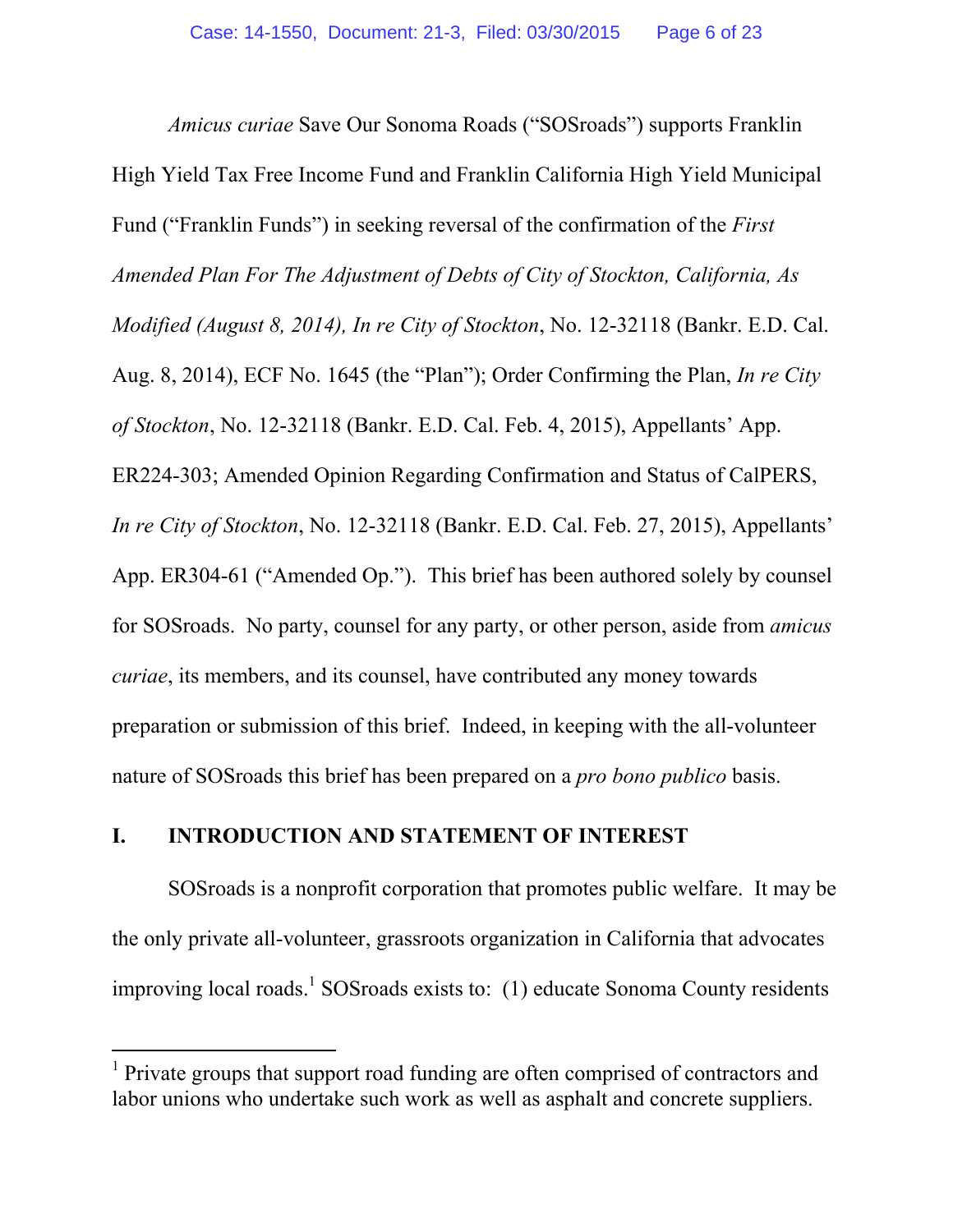*Amicus curiae* Save Our Sonoma Roads ("SOSroads") supports Franklin High Yield Tax Free Income Fund and Franklin California High Yield Municipal Fund ("Franklin Funds") in seeking reversal of the confirmation of the *First Amended Plan For The Adjustment of Debts of City of Stockton, California, As Modified (August 8, 2014), In re City of Stockton*, No. 12-32118 (Bankr. E.D. Cal. Aug. 8, 2014), ECF No. 1645 (the "Plan"); Order Confirming the Plan, *In re City of Stockton*, No. 12-32118 (Bankr. E.D. Cal. Feb. 4, 2015), Appellants' App. ER224-303; Amended Opinion Regarding Confirmation and Status of CalPERS, *In re City of Stockton*, No. 12-32118 (Bankr. E.D. Cal. Feb. 27, 2015), Appellants' App. ER304-61 ("Amended Op."). This brief has been authored solely by counsel for SOSroads. No party, counsel for any party, or other person, aside from *amicus curiae*, its members, and its counsel, have contributed any money towards preparation or submission of this brief. Indeed, in keeping with the all-volunteer nature of SOSroads this brief has been prepared on a *pro bono publico* basis.

## I. INTRODUCTION AND STATEMENT OF INTEREST

SOSroads is a nonprofit corporation that promotes public welfare. It may be the only private all-volunteer, grassroots organization in California that advocates improving local roads.[1] SOSroads exists to: (1) educate Sonoma County residents

[1] Private groups that support road funding are often comprised of contractors and labor unions who undertake such work as well as asphalt and concrete suppliers.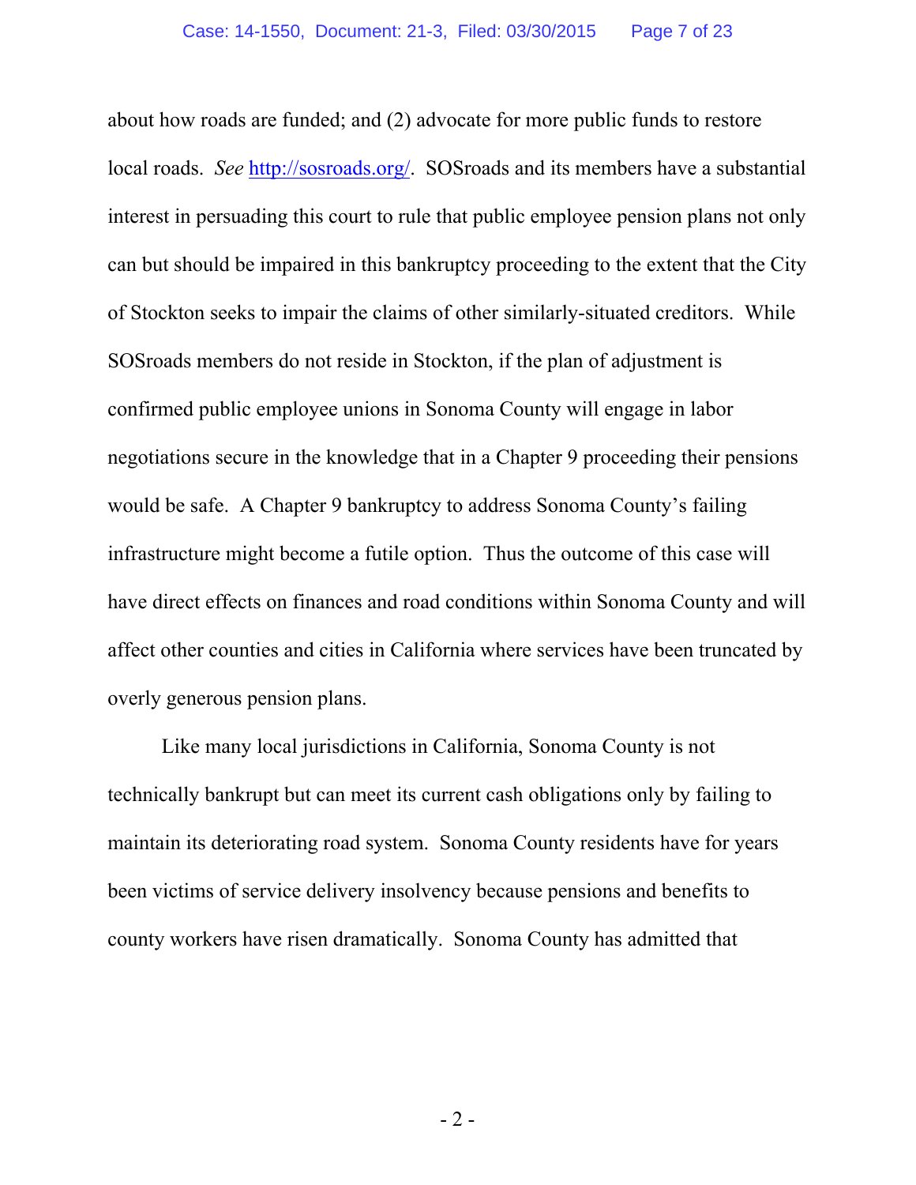about how roads are funded; and (2) advocate for more public funds to restore local roads. *See* http://sosroads.org/. SOSroads and its members have a substantial interest in persuading this court to rule that public employee pension plans not only can but should be impaired in this bankruptcy proceeding to the extent that the City of Stockton seeks to impair the claims of other similarly-situated creditors. While SOSroads members do not reside in Stockton, if the plan of adjustment is confirmed public employee unions in Sonoma County will engage in labor negotiations secure in the knowledge that in a Chapter 9 proceeding their pensions would be safe. A Chapter 9 bankruptcy to address Sonoma County's failing infrastructure might become a futile option. Thus the outcome of this case will have direct effects on finances and road conditions within Sonoma County and will affect other counties and cities in California where services have been truncated by overly generous pension plans.

Like many local jurisdictions in California, Sonoma County is not technically bankrupt but can meet its current cash obligations only by failing to maintain its deteriorating road system. Sonoma County residents have for years been victims of service delivery insolvency because pensions and benefits to county workers have risen dramatically. Sonoma County has admitted that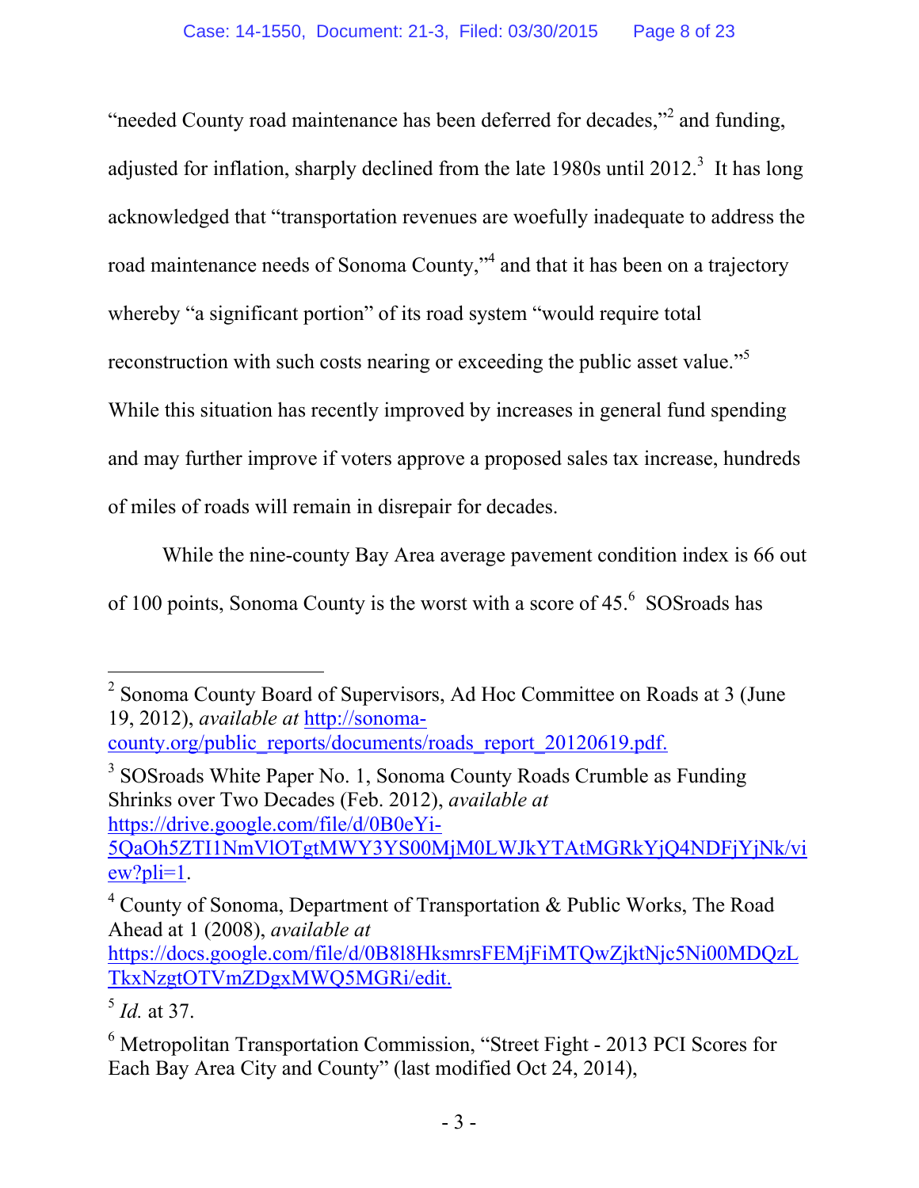"needed County road maintenance has been deferred for decades,"[2] and funding, adjusted for inflation, sharply declined from the late 1980s until 2012.[3] It has long acknowledged that "transportation revenues are woefully inadequate to address the road maintenance needs of Sonoma County,"[4] and that it has been on a trajectory whereby "a significant portion" of its road system "would require total reconstruction with such costs nearing or exceeding the public asset value."[5] While this situation has recently improved by increases in general fund spending and may further improve if voters approve a proposed sales tax increase, hundreds of miles of roads will remain in disrepair for decades.

While the nine-county Bay Area average pavement condition index is 66 out of 100 points, Sonoma County is the worst with a score of 45.[6] SOSroads has

---

[2] Sonoma County Board of Supervisors, Ad Hoc Committee on Roads at 3 (June 19, 2012), *available at* http://sonoma-county.org/public_reports/documents/roads_report_20120619.pdf.

[3] SOSroads White Paper No. 1, Sonoma County Roads Crumble as Funding Shrinks over Two Decades (Feb. 2012), *available at* https://drive.google.com/file/d/0B0eYi-5QaOh5ZTI1NmVlOTgtMWY3YS00MjM0LWJkYTAtMGRkYjQ4NDFjYjNk/view?pli=1.

[4] County of Sonoma, Department of Transportation & Public Works, The Road Ahead at 1 (2008), *available at* https://docs.google.com/file/d/0B8l8HksmrsFEMjFiMTQwZjktNjc5Ni00MDQzLTkxNzgtOTVmZDgxMWQ5MGRi/edit.

[5] *Id.* at 37.

[6] Metropolitan Transportation Commission, "Street Fight - 2013 PCI Scores for Each Bay Area City and County" (last modified Oct 24, 2014),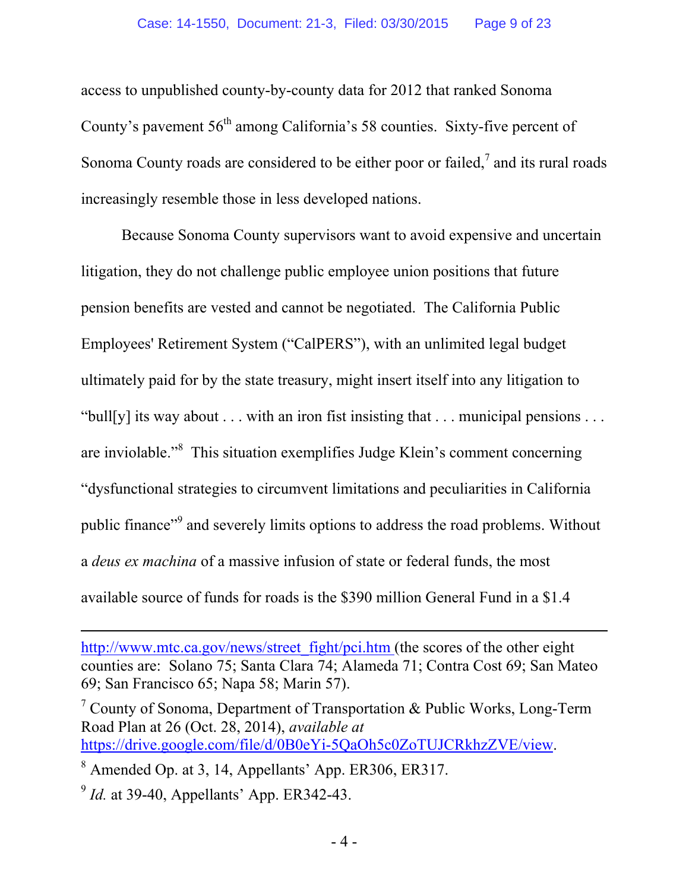access to unpublished county-by-county data for 2012 that ranked Sonoma County's pavement 56th among California's 58 counties. Sixty-five percent of Sonoma County roads are considered to be either poor or failed,[7] and its rural roads increasingly resemble those in less developed nations.

Because Sonoma County supervisors want to avoid expensive and uncertain litigation, they do not challenge public employee union positions that future pension benefits are vested and cannot be negotiated. The California Public Employees' Retirement System ("CalPERS"), with an unlimited legal budget ultimately paid for by the state treasury, might insert itself into any litigation to "bull[y] its way about . . . with an iron fist insisting that . . . municipal pensions . . . are inviolable."[8] This situation exemplifies Judge Klein's comment concerning "dysfunctional strategies to circumvent limitations and peculiarities in California public finance"[9] and severely limits options to address the road problems. Without a *deus ex machina* of a massive infusion of state or federal funds, the most available source of funds for roads is the $390 million General Fund in a $1.4

---

http://www.mtc.ca.gov/news/street_fight/pci.htm (the scores of the other eight counties are: Solano 75; Santa Clara 74; Alameda 71; Contra Cost 69; San Mateo 69; San Francisco 65; Napa 58; Marin 57).

[7] County of Sonoma, Department of Transportation & Public Works, Long-Term Road Plan at 26 (Oct. 28, 2014), *available at* https://drive.google.com/file/d/0B0eYi-5QaOh5c0ZoTUJCRkhzZVE/view.

[8] Amended Op. at 3, 14, Appellants' App. ER306, ER317.

[9] *Id.* at 39-40, Appellants' App. ER342-43.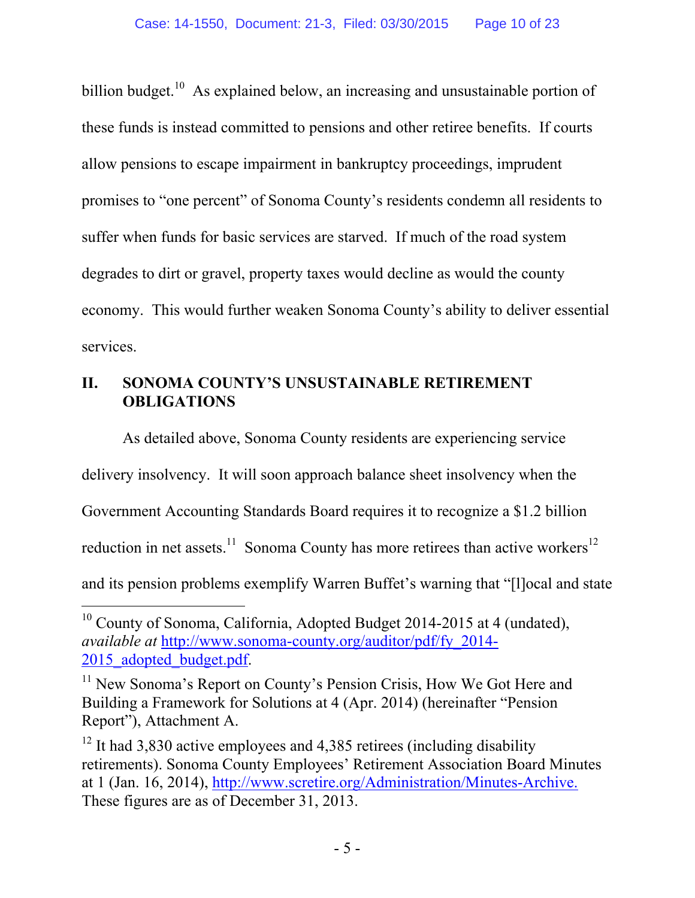billion budget.[10] As explained below, an increasing and unsustainable portion of these funds is instead committed to pensions and other retiree benefits. If courts allow pensions to escape impairment in bankruptcy proceedings, imprudent promises to "one percent" of Sonoma County's residents condemn all residents to suffer when funds for basic services are starved. If much of the road system degrades to dirt or gravel, property taxes would decline as would the county economy. This would further weaken Sonoma County's ability to deliver essential services.

## II. SONOMA COUNTY'S UNSUSTAINABLE RETIREMENT OBLIGATIONS

As detailed above, Sonoma County residents are experiencing service delivery insolvency. It will soon approach balance sheet insolvency when the Government Accounting Standards Board requires it to recognize a $1.2 billion reduction in net assets.[11] Sonoma County has more retirees than active workers[12] and its pension problems exemplify Warren Buffet's warning that "[l]ocal and state

---

[10] County of Sonoma, California, Adopted Budget 2014-2015 at 4 (undated), *available at* http://www.sonoma-county.org/auditor/pdf/fy_2014-2015_adopted_budget.pdf.

[11] New Sonoma's Report on County's Pension Crisis, How We Got Here and Building a Framework for Solutions at 4 (Apr. 2014) (hereinafter "Pension Report"), Attachment A.

[12] It had 3,830 active employees and 4,385 retirees (including disability retirements). Sonoma County Employees' Retirement Association Board Minutes at 1 (Jan. 16, 2014), http://www.scretire.org/Administration/Minutes-Archive. These figures are as of December 31, 2013.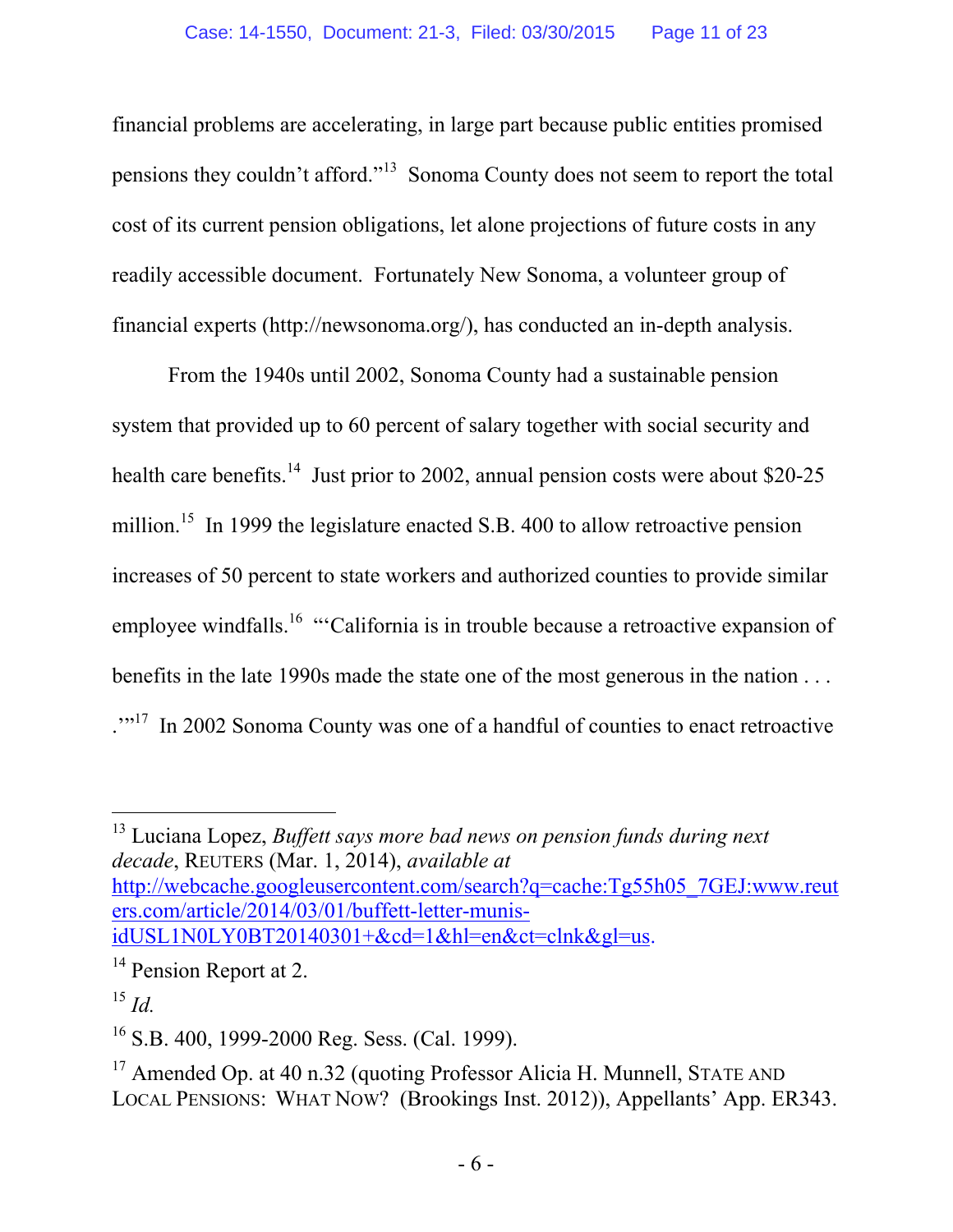financial problems are accelerating, in large part because public entities promised pensions they couldn't afford."[13] Sonoma County does not seem to report the total cost of its current pension obligations, let alone projections of future costs in any readily accessible document. Fortunately New Sonoma, a volunteer group of financial experts (http://newsonoma.org/), has conducted an in-depth analysis.

From the 1940s until 2002, Sonoma County had a sustainable pension system that provided up to 60 percent of salary together with social security and health care benefits.[14] Just prior to 2002, annual pension costs were about $20-25 million.[15] In 1999 the legislature enacted S.B. 400 to allow retroactive pension increases of 50 percent to state workers and authorized counties to provide similar employee windfalls.[16] "'California is in trouble because a retroactive expansion of benefits in the late 1990s made the state one of the most generous in the nation . . . .'"[17] In 2002 Sonoma County was one of a handful of counties to enact retroactive

---

[13] Luciana Lopez, *Buffett says more bad news on pension funds during next decade*, REUTERS (Mar. 1, 2014), *available at* http://webcache.googleusercontent.com/search?q=cache:Tg55h05_7GEJ:www.reuters.com/article/2014/03/01/buffett-letter-munis-idUSL1N0LY0BT20140301+&cd=1&hl=en&ct=clnk&gl=us.

[14] Pension Report at 2.

[15] *Id.*

[16] S.B. 400, 1999-2000 Reg. Sess. (Cal. 1999).

[17] Amended Op. at 40 n.32 (quoting Professor Alicia H. Munnell, STATE AND LOCAL PENSIONS: WHAT NOW? (Brookings Inst. 2012)), Appellants' App. ER343.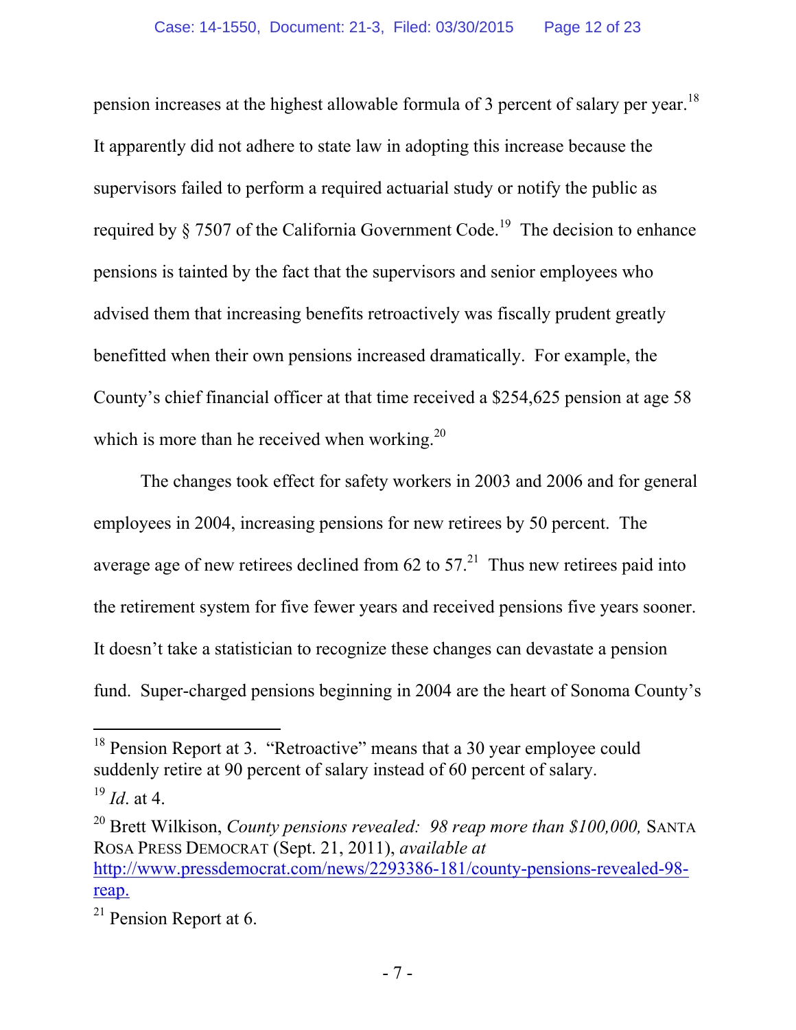pension increases at the highest allowable formula of 3 percent of salary per year.[18] It apparently did not adhere to state law in adopting this increase because the supervisors failed to perform a required actuarial study or notify the public as required by § 7507 of the California Government Code.[19] The decision to enhance pensions is tainted by the fact that the supervisors and senior employees who advised them that increasing benefits retroactively was fiscally prudent greatly benefitted when their own pensions increased dramatically. For example, the County's chief financial officer at that time received a $254,625 pension at age 58 which is more than he received when working.[20]

The changes took effect for safety workers in 2003 and 2006 and for general employees in 2004, increasing pensions for new retirees by 50 percent. The average age of new retirees declined from 62 to 57.[21] Thus new retirees paid into the retirement system for five fewer years and received pensions five years sooner. It doesn't take a statistician to recognize these changes can devastate a pension fund. Super-charged pensions beginning in 2004 are the heart of Sonoma County's

---

[18] Pension Report at 3. "Retroactive" means that a 30 year employee could suddenly retire at 90 percent of salary instead of 60 percent of salary.

[19] *Id*. at 4.

[20] Brett Wilkison, *County pensions revealed: 98 reap more than $100,000,* SANTA ROSA PRESS DEMOCRAT (Sept. 21, 2011), *available at* http://www.pressdemocrat.com/news/2293386-181/county-pensions-revealed-98-reap.

[21] Pension Report at 6.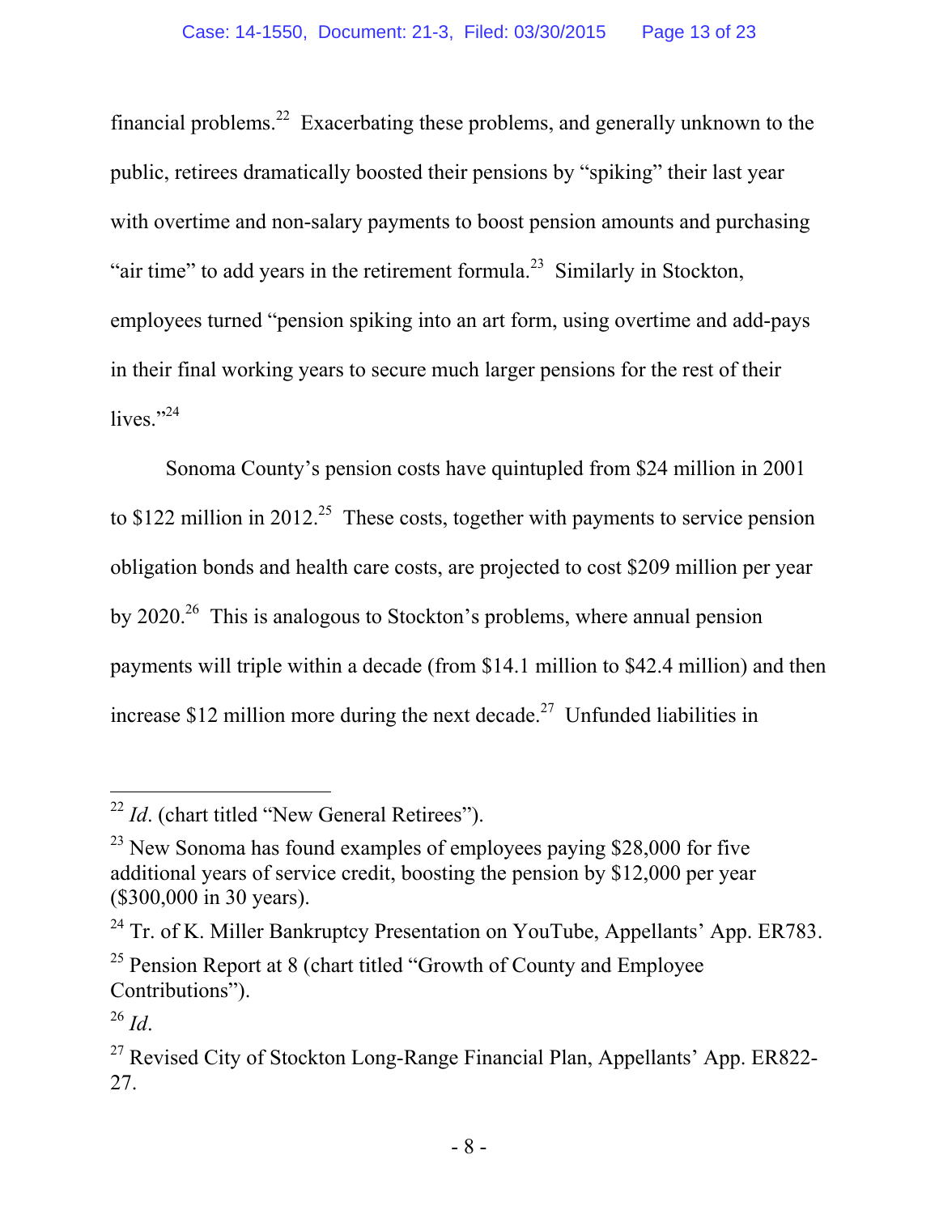financial problems.[22] Exacerbating these problems, and generally unknown to the public, retirees dramatically boosted their pensions by "spiking" their last year with overtime and non-salary payments to boost pension amounts and purchasing "air time" to add years in the retirement formula.[23] Similarly in Stockton, employees turned "pension spiking into an art form, using overtime and add-pays in their final working years to secure much larger pensions for the rest of their lives."[24]

Sonoma County's pension costs have quintupled from $24 million in 2001 to $122 million in 2012.[25] These costs, together with payments to service pension obligation bonds and health care costs, are projected to cost $209 million per year by 2020.[26] This is analogous to Stockton's problems, where annual pension payments will triple within a decade (from $14.1 million to $42.4 million) and then increase $12 million more during the next decade.[27] Unfunded liabilities in

---

[22] *Id*. (chart titled "New General Retirees").

[23] New Sonoma has found examples of employees paying $28,000 for five additional years of service credit, boosting the pension by $12,000 per year ($300,000 in 30 years).

[24] Tr. of K. Miller Bankruptcy Presentation on YouTube, Appellants' App. ER783.

[25] Pension Report at 8 (chart titled "Growth of County and Employee Contributions").

[26] *Id*.

[27] Revised City of Stockton Long-Range Financial Plan, Appellants' App. ER822-27.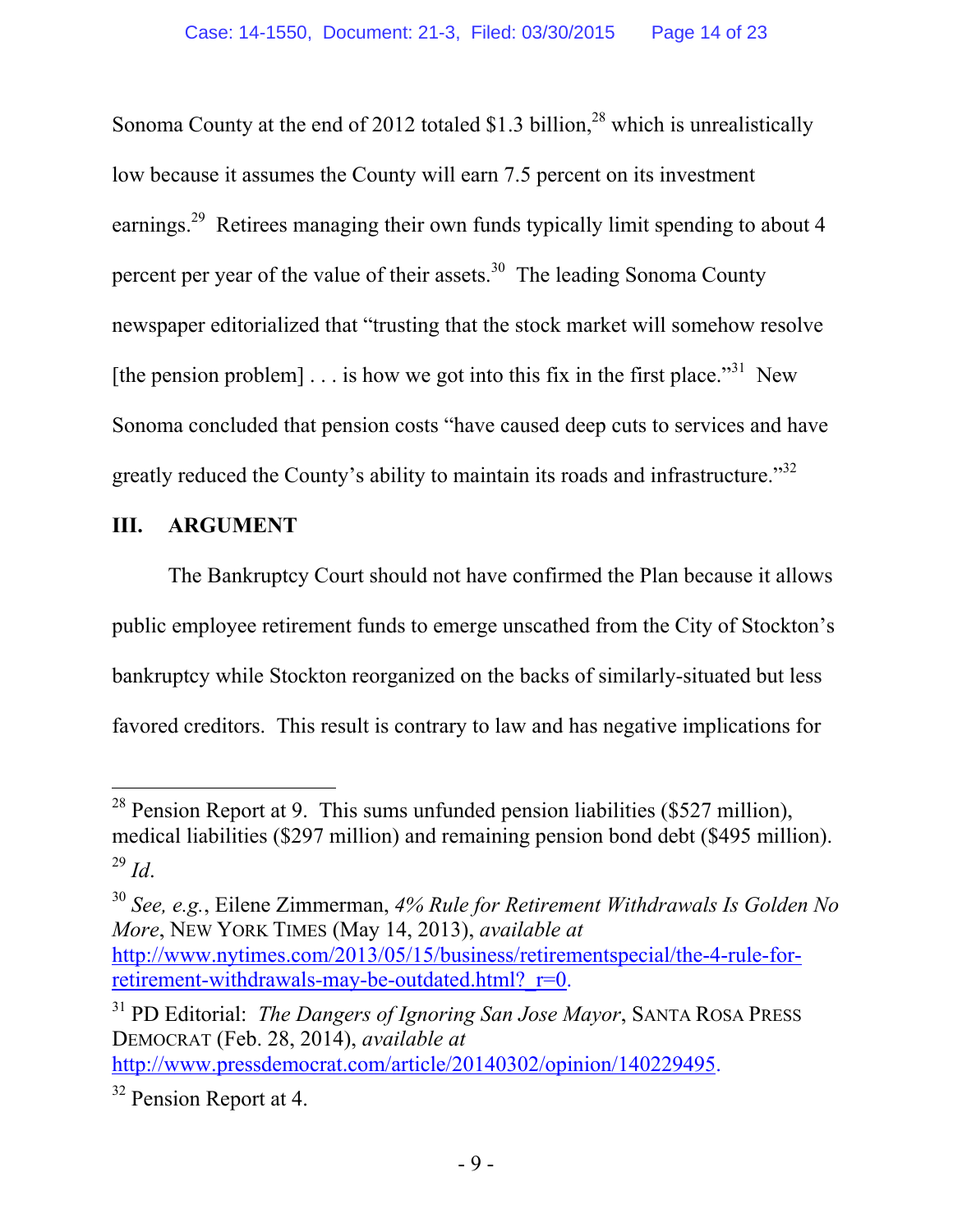Sonoma County at the end of 2012 totaled $1.3 billion,[28] which is unrealistically low because it assumes the County will earn 7.5 percent on its investment earnings.[29] Retirees managing their own funds typically limit spending to about 4 percent per year of the value of their assets.[30] The leading Sonoma County newspaper editorialized that "trusting that the stock market will somehow resolve [the pension problem] . . . is how we got into this fix in the first place."[31] New Sonoma concluded that pension costs "have caused deep cuts to services and have greatly reduced the County's ability to maintain its roads and infrastructure."[32]

## III. ARGUMENT

The Bankruptcy Court should not have confirmed the Plan because it allows public employee retirement funds to emerge unscathed from the City of Stockton's bankruptcy while Stockton reorganized on the backs of similarly-situated but less favored creditors. This result is contrary to law and has negative implications for

---

[28] Pension Report at 9. This sums unfunded pension liabilities ($527 million), medical liabilities ($297 million) and remaining pension bond debt ($495 million).

[29] *Id*.

[30] *See, e.g.*, Eilene Zimmerman, *4% Rule for Retirement Withdrawals Is Golden No More*, NEW YORK TIMES (May 14, 2013), *available at* http://www.nytimes.com/2013/05/15/business/retirementspecial/the-4-rule-for-retirement-withdrawals-may-be-outdated.html?_r=0.

[31] PD Editorial: *The Dangers of Ignoring San Jose Mayor*, SANTA ROSA PRESS DEMOCRAT (Feb. 28, 2014), *available at* http://www.pressdemocrat.com/article/20140302/opinion/140229495.

[32] Pension Report at 4.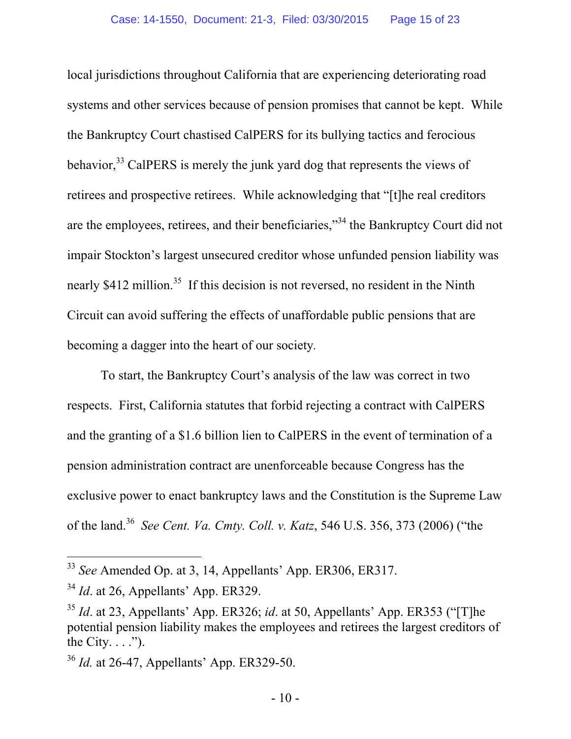local jurisdictions throughout California that are experiencing deteriorating road systems and other services because of pension promises that cannot be kept. While the Bankruptcy Court chastised CalPERS for its bullying tactics and ferocious behavior,[33] CalPERS is merely the junk yard dog that represents the views of retirees and prospective retirees. While acknowledging that "[t]he real creditors are the employees, retirees, and their beneficiaries,"[34] the Bankruptcy Court did not impair Stockton's largest unsecured creditor whose unfunded pension liability was nearly $412 million.[35] If this decision is not reversed, no resident in the Ninth Circuit can avoid suffering the effects of unaffordable public pensions that are becoming a dagger into the heart of our society.

To start, the Bankruptcy Court's analysis of the law was correct in two respects. First, California statutes that forbid rejecting a contract with CalPERS and the granting of a $1.6 billion lien to CalPERS in the event of termination of a pension administration contract are unenforceable because Congress has the exclusive power to enact bankruptcy laws and the Constitution is the Supreme Law of the land.[36] *See Cent. Va. Cmty. Coll. v. Katz*, 546 U.S. 356, 373 (2006) ("the

---

[33] *See* Amended Op. at 3, 14, Appellants' App. ER306, ER317.

[34] *Id*. at 26, Appellants' App. ER329.

[35] *Id*. at 23, Appellants' App. ER326; *id*. at 50, Appellants' App. ER353 ("[T]he potential pension liability makes the employees and retirees the largest creditors of the City. . . .").

[36] *Id.* at 26-47, Appellants' App. ER329-50.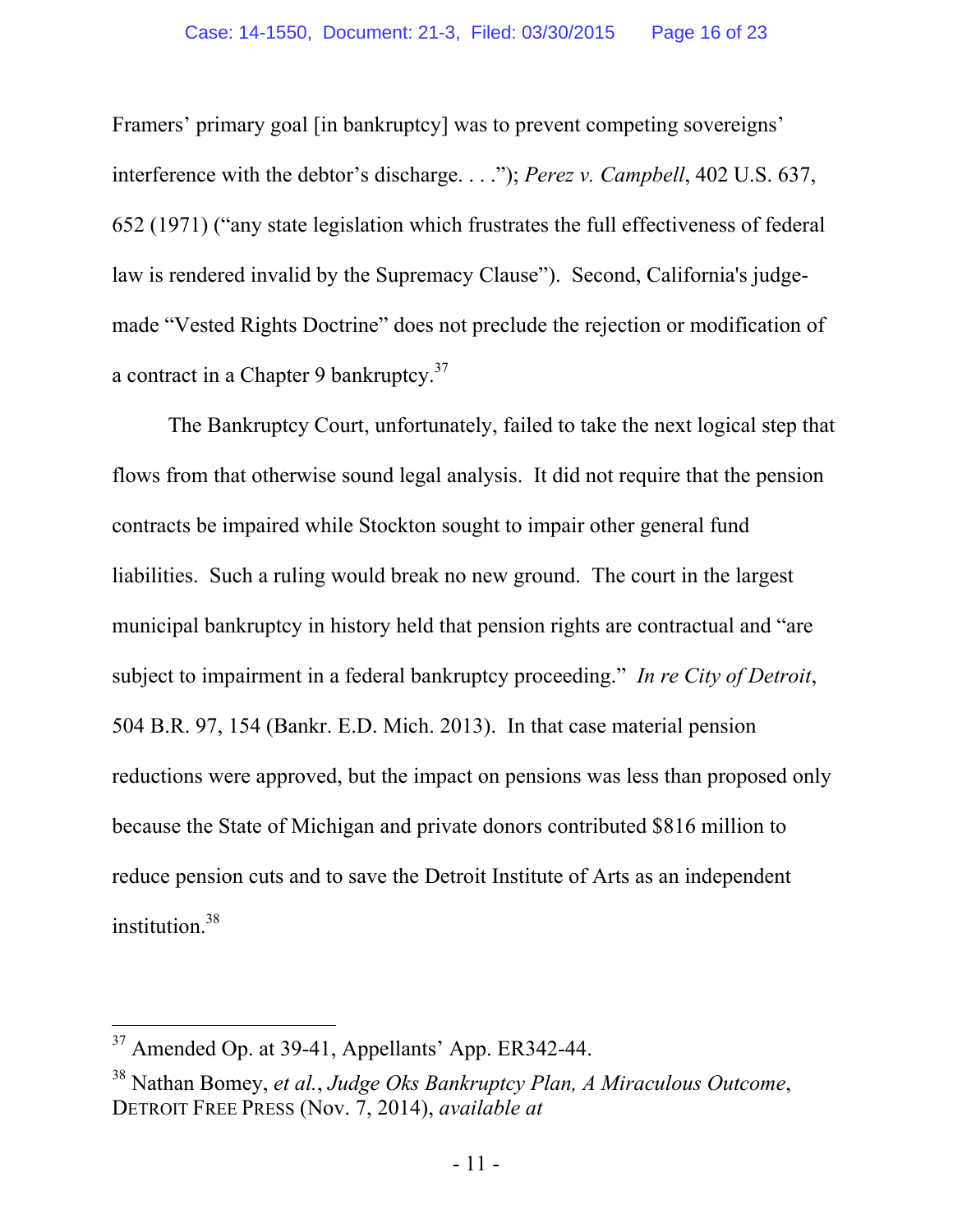Framers' primary goal [in bankruptcy] was to prevent competing sovereigns' interference with the debtor's discharge. . . ."); *Perez v. Campbell*, 402 U.S. 637, 652 (1971) ("any state legislation which frustrates the full effectiveness of federal law is rendered invalid by the Supremacy Clause"). Second, California's judge-made "Vested Rights Doctrine" does not preclude the rejection or modification of a contract in a Chapter 9 bankruptcy.[37]

The Bankruptcy Court, unfortunately, failed to take the next logical step that flows from that otherwise sound legal analysis. It did not require that the pension contracts be impaired while Stockton sought to impair other general fund liabilities. Such a ruling would break no new ground. The court in the largest municipal bankruptcy in history held that pension rights are contractual and "are subject to impairment in a federal bankruptcy proceeding." *In re City of Detroit*, 504 B.R. 97, 154 (Bankr. E.D. Mich. 2013). In that case material pension reductions were approved, but the impact on pensions was less than proposed only because the State of Michigan and private donors contributed $816 million to reduce pension cuts and to save the Detroit Institute of Arts as an independent institution.[38]

---

[37] Amended Op. at 39-41, Appellants' App. ER342-44.

[38] Nathan Bomey, *et al.*, *Judge Oks Bankruptcy Plan, A Miraculous Outcome*, DETROIT FREE PRESS (Nov. 7, 2014), *available at*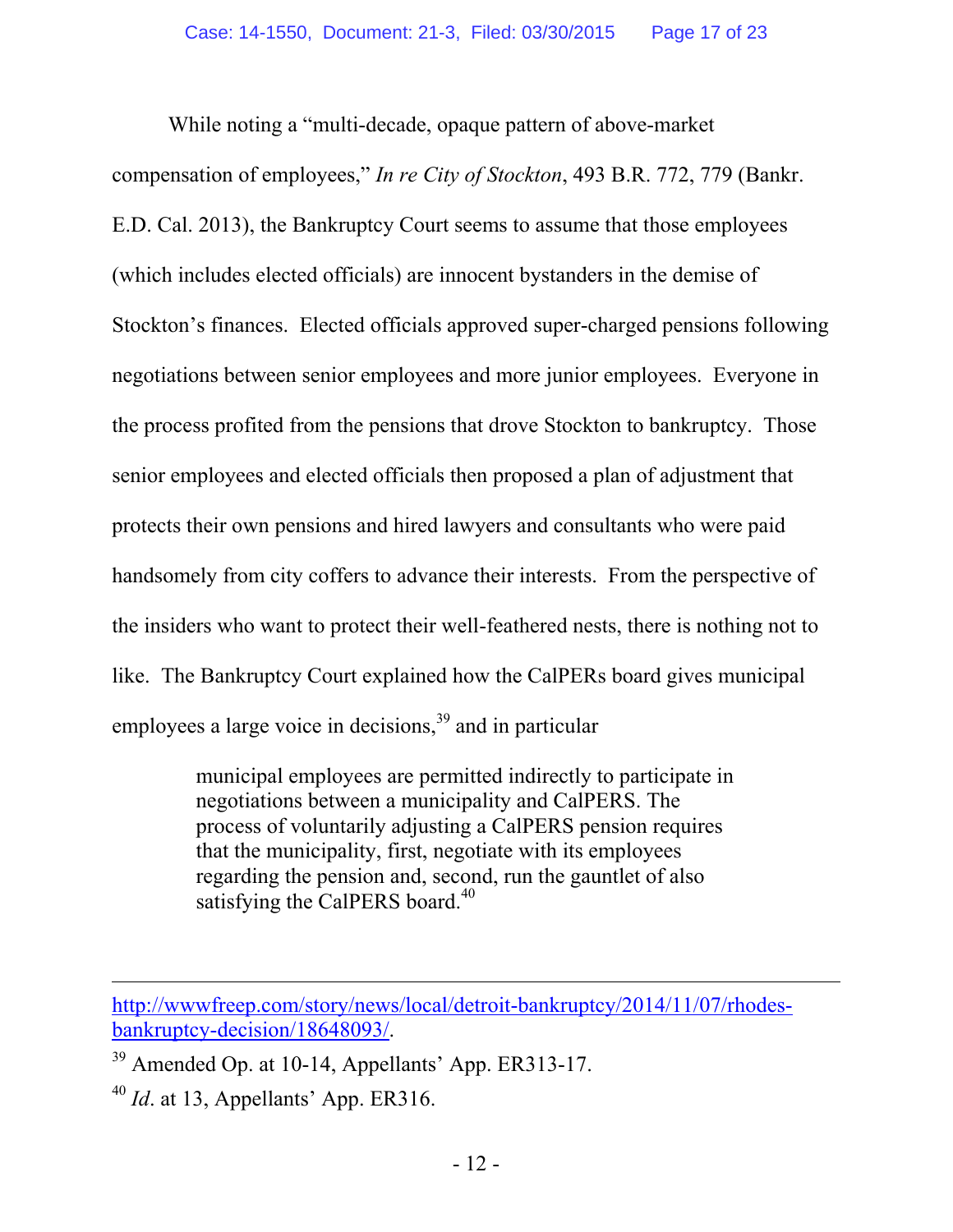While noting a "multi-decade, opaque pattern of above-market compensation of employees," *In re City of Stockton*, 493 B.R. 772, 779 (Bankr. E.D. Cal. 2013), the Bankruptcy Court seems to assume that those employees (which includes elected officials) are innocent bystanders in the demise of Stockton's finances. Elected officials approved super-charged pensions following negotiations between senior employees and more junior employees. Everyone in the process profited from the pensions that drove Stockton to bankruptcy. Those senior employees and elected officials then proposed a plan of adjustment that protects their own pensions and hired lawyers and consultants who were paid handsomely from city coffers to advance their interests. From the perspective of the insiders who want to protect their well-feathered nests, there is nothing not to like. The Bankruptcy Court explained how the CalPERs board gives municipal employees a large voice in decisions,[39] and in particular

> municipal employees are permitted indirectly to participate in negotiations between a municipality and CalPERS. The process of voluntarily adjusting a CalPERS pension requires that the municipality, first, negotiate with its employees regarding the pension and, second, run the gauntlet of also satisfying the CalPERS board.[40]

---

http://wwwfreep.com/story/news/local/detroit-bankruptcy/2014/11/07/rhodes-bankruptcy-decision/18648093/.

[39] Amended Op. at 10-14, Appellants' App. ER313-17.

[40] *Id*. at 13, Appellants' App. ER316.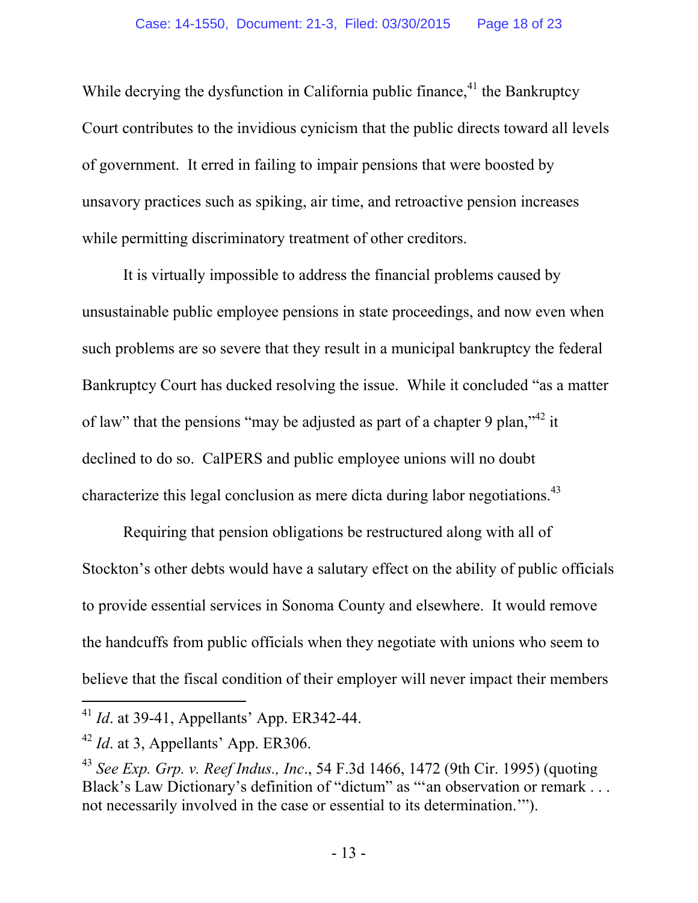While decrying the dysfunction in California public finance,[41] the Bankruptcy Court contributes to the invidious cynicism that the public directs toward all levels of government. It erred in failing to impair pensions that were boosted by unsavory practices such as spiking, air time, and retroactive pension increases while permitting discriminatory treatment of other creditors.

It is virtually impossible to address the financial problems caused by unsustainable public employee pensions in state proceedings, and now even when such problems are so severe that they result in a municipal bankruptcy the federal Bankruptcy Court has ducked resolving the issue. While it concluded "as a matter of law" that the pensions "may be adjusted as part of a chapter 9 plan,"[42] it declined to do so. CalPERS and public employee unions will no doubt characterize this legal conclusion as mere dicta during labor negotiations.[43]

Requiring that pension obligations be restructured along with all of Stockton's other debts would have a salutary effect on the ability of public officials to provide essential services in Sonoma County and elsewhere. It would remove the handcuffs from public officials when they negotiate with unions who seem to believe that the fiscal condition of their employer will never impact their members

---

[41] *Id*. at 39-41, Appellants' App. ER342-44.

[42] *Id*. at 3, Appellants' App. ER306.

[43] *See Exp. Grp. v. Reef Indus., Inc*., 54 F.3d 1466, 1472 (9th Cir. 1995) (quoting Black's Law Dictionary's definition of "dictum" as "'an observation or remark . . . not necessarily involved in the case or essential to its determination.'").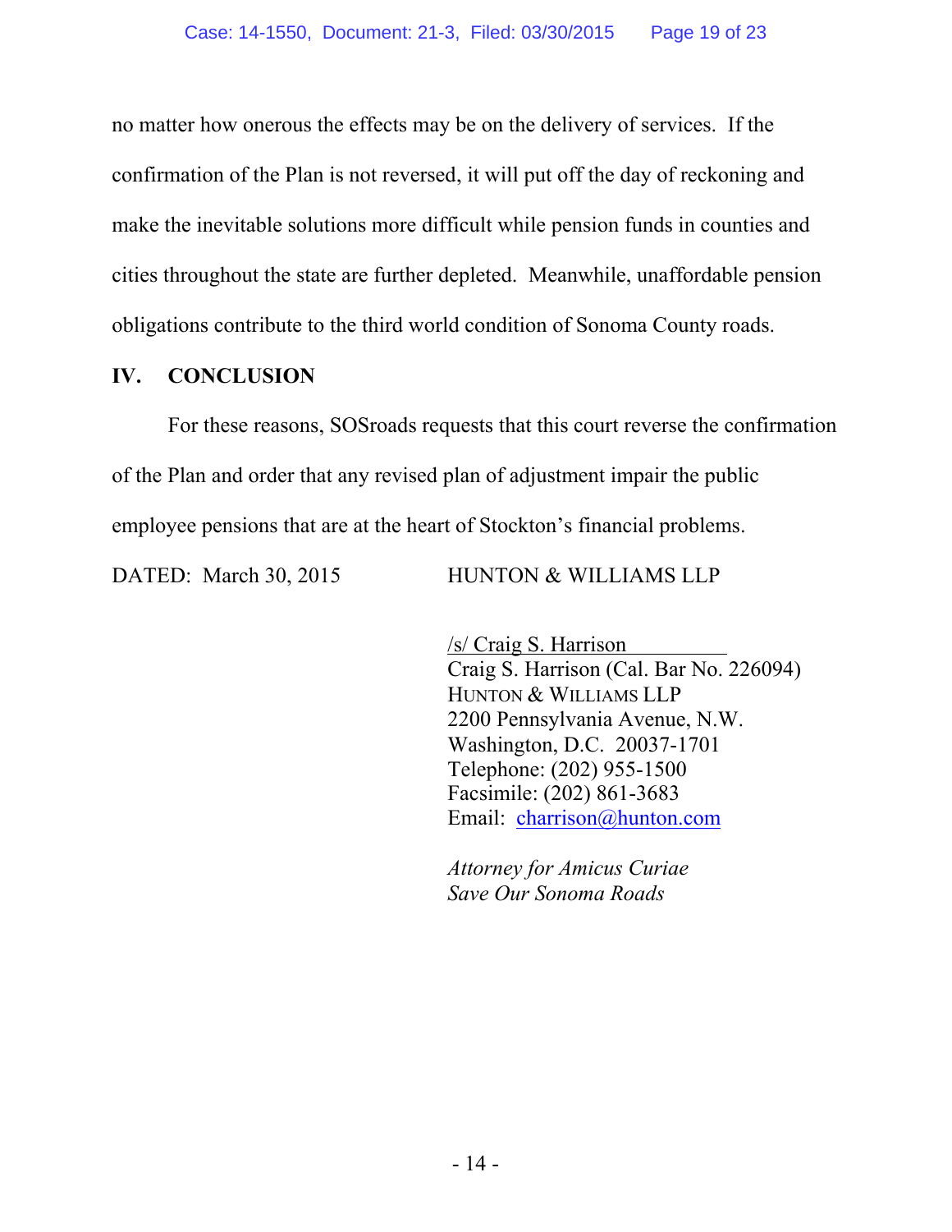no matter how onerous the effects may be on the delivery of services. If the confirmation of the Plan is not reversed, it will put off the day of reckoning and make the inevitable solutions more difficult while pension funds in counties and cities throughout the state are further depleted. Meanwhile, unaffordable pension obligations contribute to the third world condition of Sonoma County roads.

## IV. CONCLUSION

For these reasons, SOSroads requests that this court reverse the confirmation of the Plan and order that any revised plan of adjustment impair the public employee pensions that are at the heart of Stockton's financial problems.

DATED: March 30, 2015

HUNTON & WILLIAMS LLP

/s/ Craig S. Harrison
Craig S. Harrison (Cal. Bar No. 226094)
HUNTON & WILLIAMS LLP
2200 Pennsylvania Avenue, N.W.
Washington, D.C. 20037-1701
Telephone: (202) 955-1500
Facsimile: (202) 861-3683
Email: charrison@hunton.com

*Attorney for Amicus Curiae*
*Save Our Sonoma Roads*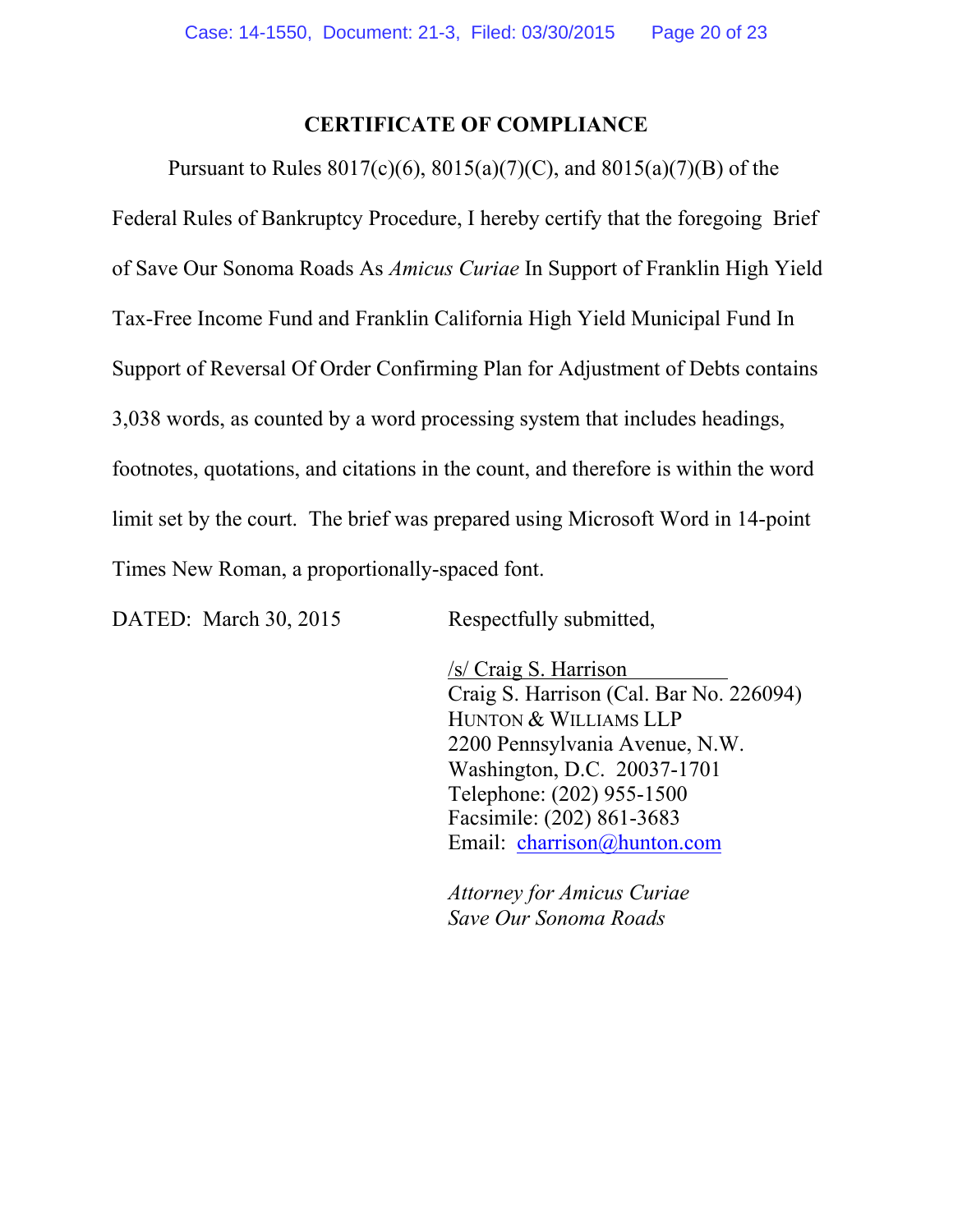## CERTIFICATE OF COMPLIANCE

Pursuant to Rules 8017(c)(6), 8015(a)(7)(C), and 8015(a)(7)(B) of the Federal Rules of Bankruptcy Procedure, I hereby certify that the foregoing Brief of Save Our Sonoma Roads As *Amicus Curiae* In Support of Franklin High Yield Tax-Free Income Fund and Franklin California High Yield Municipal Fund In Support of Reversal Of Order Confirming Plan for Adjustment of Debts contains 3,038 words, as counted by a word processing system that includes headings, footnotes, quotations, and citations in the count, and therefore is within the word limit set by the court. The brief was prepared using Microsoft Word in 14-point Times New Roman, a proportionally-spaced font.

DATED: March 30, 2015

Respectfully submitted,

/s/ Craig S. Harrison
Craig S. Harrison (Cal. Bar No. 226094)
HUNTON & WILLIAMS LLP
2200 Pennsylvania Avenue, N.W.
Washington, D.C. 20037-1701
Telephone: (202) 955-1500
Facsimile: (202) 861-3683
Email: charrison@hunton.com

*Attorney for Amicus Curiae*
*Save Our Sonoma Roads*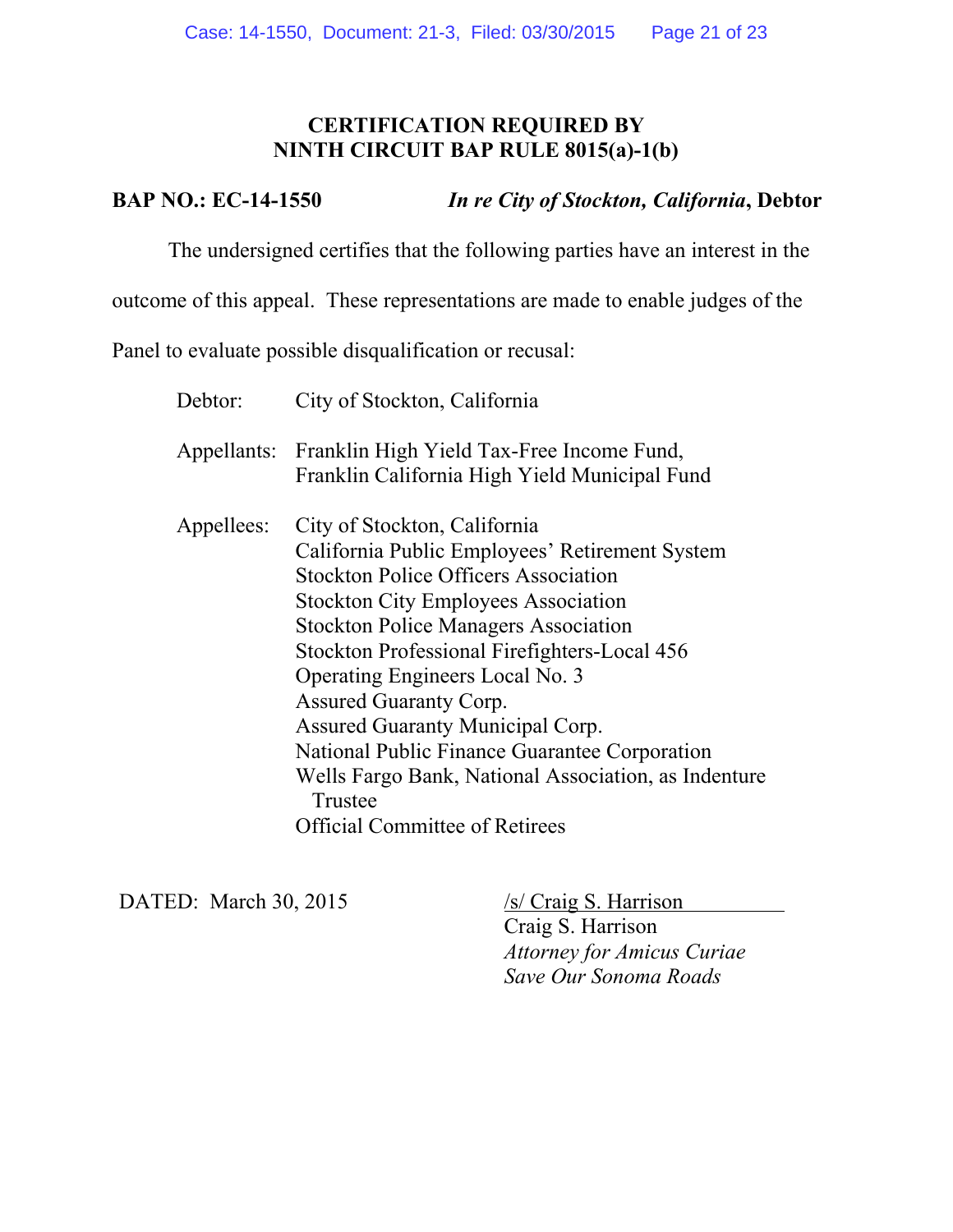## CERTIFICATION REQUIRED BY NINTH CIRCUIT BAP RULE 8015(a)-1(b)

**BAP NO.: EC-14-1550** ***In re City of Stockton, California*, Debtor**

The undersigned certifies that the following parties have an interest in the outcome of this appeal. These representations are made to enable judges of the Panel to evaluate possible disqualification or recusal:

Debtor: City of Stockton, California

Appellants: Franklin High Yield Tax-Free Income Fund,
Franklin California High Yield Municipal Fund

Appellees: City of Stockton, California
California Public Employees' Retirement System
Stockton Police Officers Association
Stockton City Employees Association
Stockton Police Managers Association
Stockton Professional Firefighters-Local 456
Operating Engineers Local No. 3
Assured Guaranty Corp.
Assured Guaranty Municipal Corp.
National Public Finance Guarantee Corporation
Wells Fargo Bank, National Association, as Indenture Trustee
Official Committee of Retirees

DATED: March 30, 2015

/s/ Craig S. Harrison
Craig S. Harrison
*Attorney for Amicus Curiae*
*Save Our Sonoma Roads*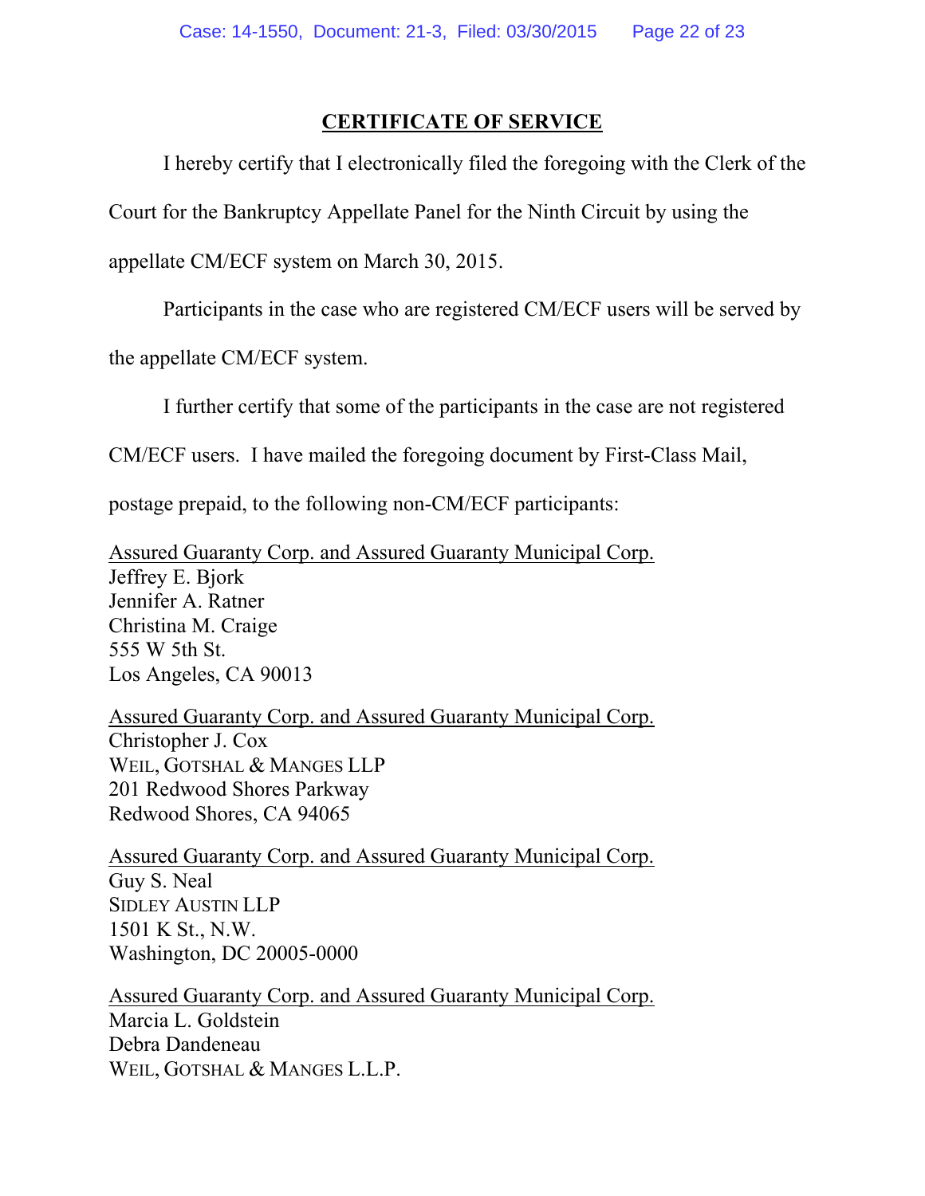## CERTIFICATE OF SERVICE

I hereby certify that I electronically filed the foregoing with the Clerk of the Court for the Bankruptcy Appellate Panel for the Ninth Circuit by using the appellate CM/ECF system on March 30, 2015.

Participants in the case who are registered CM/ECF users will be served by the appellate CM/ECF system.

I further certify that some of the participants in the case are not registered CM/ECF users. I have mailed the foregoing document by First-Class Mail, postage prepaid, to the following non-CM/ECF participants:

<u>Assured Guaranty Corp. and Assured Guaranty Municipal Corp.</u>
Jeffrey E. Bjork
Jennifer A. Ratner
Christina M. Craige
555 W 5th St.
Los Angeles, CA 90013

<u>Assured Guaranty Corp. and Assured Guaranty Municipal Corp.</u>
Christopher J. Cox
WEIL, GOTSHAL & MANGES LLP
201 Redwood Shores Parkway
Redwood Shores, CA 94065

<u>Assured Guaranty Corp. and Assured Guaranty Municipal Corp.</u>
Guy S. Neal
SIDLEY AUSTIN LLP
1501 K St., N.W.
Washington, DC 20005-0000

<u>Assured Guaranty Corp. and Assured Guaranty Municipal Corp.</u>
Marcia L. Goldstein
Debra Dandeneau
WEIL, GOTSHAL & MANGES L.L.P.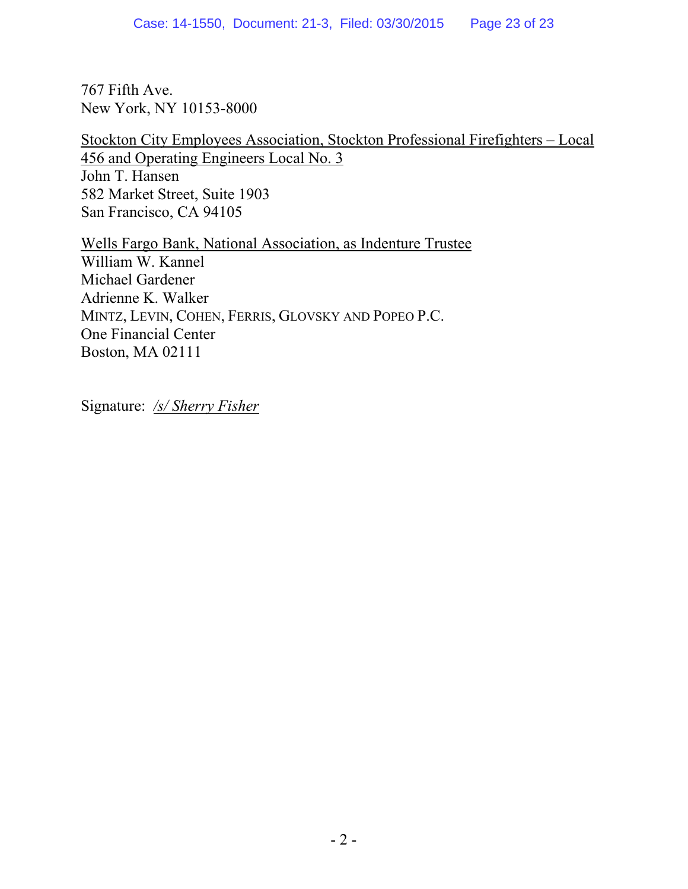767 Fifth Ave.
New York, NY 10153-8000

Stockton City Employees Association, Stockton Professional Firefighters – Local 456 and Operating Engineers Local No. 3
John T. Hansen
582 Market Street, Suite 1903
San Francisco, CA 94105

Wells Fargo Bank, National Association, as Indenture Trustee
William W. Kannel
Michael Gardener
Adrienne K. Walker
MINTZ, LEVIN, COHEN, FERRIS, GLOVSKY AND POPEO P.C.
One Financial Center
Boston, MA 02111

Signature: */s/ Sherry Fisher*